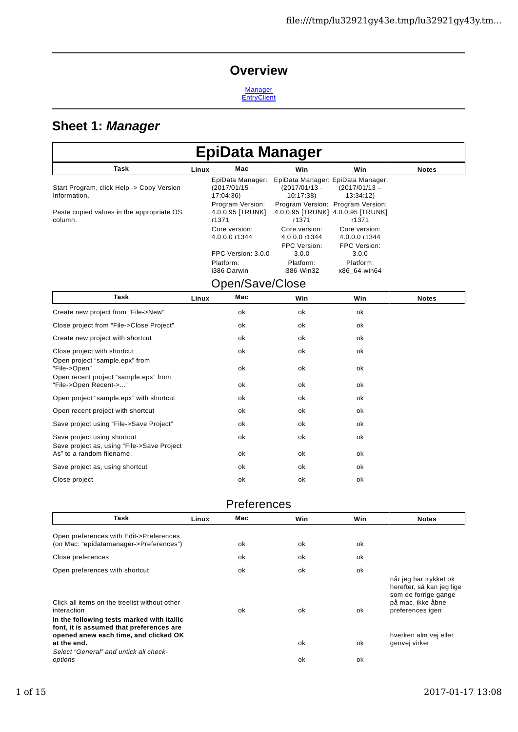# Overview

Manager
EntryClient

## Sheet 1: ***Manager***

| EpiData Manager | | | | | |
|---|---|---|---|---|---|
| **Task** | **Linux** | **Mac** | **Win** | **Win** | **Notes** |
| Start Program, click Help -> Copy Version Information.<br><br>Paste copied values in the appropriate OS column. | | EpiData Manager: (2017/01/15 - 17:04:36)<br>Program Version: 4.0.0.95 [TRUNK] r1371<br>Core version: 4.0.0.0 r1344<br>FPC Version: 3.0.0<br>Platform: i386-Darwin | EpiData Manager: (2017/01/13 - 10:17:38)<br>Program Version: 4.0.0.95 [TRUNK] r1371<br>Core version: 4.0.0.0 r1344<br>FPC Version: 3.0.0<br>Platform: i386-Win32 | EpiData Manager: (2017/01/13 – 13:34:12)<br>Program Version: 4.0.0.95 [TRUNK] r1371<br>Core version: 4.0.0.0 r1344<br>FPC Version: 3.0.0<br>Platform: x86_64-win64 | |

Open/Save/Close

| **Task** | **Linux** | **Mac** | **Win** | **Win** | **Notes** |
|---|---|---|---|---|---|
| Create new project from "File->New" | | ok | ok | ok | |
| Close project from "File->Close Project" | | ok | ok | ok | |
| Create new project with shortcut | | ok | ok | ok | |
| Close project with shortcut | | ok | ok | ok | |
| Open project "sample.epx" from "File->Open" | | ok | ok | ok | |
| Open recent project "sample.epx" from "File->Open Recent->..." | | ok | ok | ok | |
| Open project "sample.epx" with shortcut | | ok | ok | ok | |
| Open recent project with shortcut | | ok | ok | ok | |
| Save project using "File->Save Project" | | ok | ok | ok | |
| Save project using shortcut | | ok | ok | ok | |
| Save project as, using "File->Save Project As" to a random filename. | | ok | ok | ok | |
| Save project as, using shortcut | | ok | ok | ok | |
| Close project | | ok | ok | ok | |

Preferences

| **Task** | **Linux** | **Mac** | **Win** | **Win** | **Notes** |
|---|---|---|---|---|---|
| Open preferences with Edit->Preferences (on Mac: "epidatamanager->Preferences") | | ok | ok | ok | |
| Close preferences | | ok | ok | ok | |
| Open preferences with shortcut | | ok | ok | ok | |
| Click all items on the treelist without other interaction | | ok | ok | ok | når jeg har trykket ok herefter, så kan jeg lige som de forrige gange på mac, ikke åbne preferences igen |
| **In the following tests marked with itallic font, it is assumed that preferences are opened anew each time, and clicked OK at the end.** | | | ok | ok | hverken alm vej eller genvej virker |
| *Select "General" and untick all check-options* | | | ok | ok | |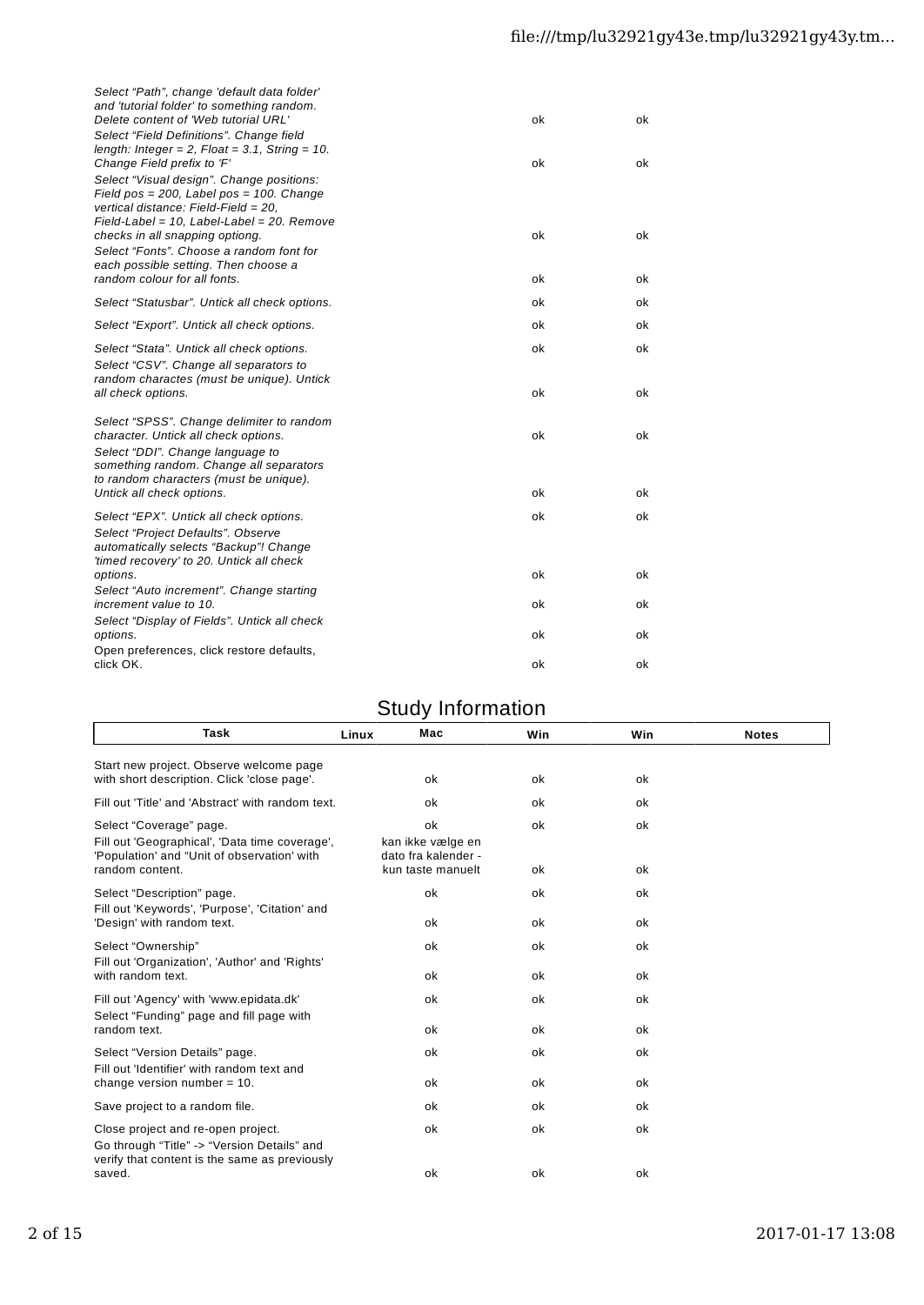| | | | | | |
|---|---|---|---|---|---|
| *Select “Path”, change 'default data folder' and 'tutorial folder' to something random. Delete content of 'Web tutorial URL'* | | | ok | ok | |
| *Select “Field Definitions”. Change field length: Integer = 2, Float = 3.1, String = 10. Change Field prefix to 'F'* | | | ok | ok | |
| *Select “Visual design”. Change positions: Field pos = 200, Label pos = 100. Change vertical distance: Field-Field = 20, Field-Label = 10, Label-Label = 20. Remove checks in all snapping optiong.* | | | ok | ok | |
| *Select “Fonts”. Choose a random font for each possible setting. Then choose a random colour for all fonts.* | | | ok | ok | |
| *Select “Statusbar”. Untick all check options.* | | | ok | ok | |
| *Select “Export”. Untick all check options.* | | | ok | ok | |
| *Select “Stata”. Untick all check options.* | | | ok | ok | |
| *Select “CSV”. Change all separators to random charactes (must be unique). Untick all check options.* | | | ok | ok | |
| *Select “SPSS”. Change delimiter to random character. Untick all check options.* | | | ok | ok | |
| *Select “DDI”. Change language to something random. Change all separators to random characters (must be unique). Untick all check options.* | | | ok | ok | |
| *Select “EPX”. Untick all check options.* | | | ok | ok | |
| *Select “Project Defaults”. Observe automatically selects “Backup”! Change 'timed recovery' to 20. Untick all check options.* | | | ok | ok | |
| *Select “Auto increment”. Change starting increment value to 10.* | | | ok | ok | |
| *Select “Display of Fields”. Untick all check options.* | | | ok | ok | |
| Open preferences, click restore defaults, click OK. | | | ok | ok | |

## Study Information

| Task | Linux | Mac | Win | Win | Notes |
|---|---|---|---|---|---|
| Start new project. Observe welcome page with short description. Click 'close page'. | | ok | ok | ok | |
| Fill out 'Title' and 'Abstract' with random text. | | ok | ok | ok | |
| Select “Coverage” page. | | ok | ok | ok | |
| Fill out 'Geographical', 'Data time coverage', 'Population' and “Unit of observation' with random content. | | kan ikke vælge en dato fra kalender - kun taste manuelt | ok | ok | |
| Select “Description” page. | | ok | ok | ok | |
| Fill out 'Keywords', 'Purpose', 'Citation' and 'Design' with random text. | | ok | ok | ok | |
| Select “Ownership” | | ok | ok | ok | |
| Fill out 'Organization', 'Author' and 'Rights' with random text. | | ok | ok | ok | |
| Fill out 'Agency' with 'www.epidata.dk' | | ok | ok | ok | |
| Select “Funding” page and fill page with random text. | | ok | ok | ok | |
| Select “Version Details” page. | | ok | ok | ok | |
| Fill out 'Identifier' with random text and change version number = 10. | | ok | ok | ok | |
| Save project to a random file. | | ok | ok | ok | |
| Close project and re-open project. | | ok | ok | ok | |
| Go through “Title” -> “Version Details” and verify that content is the same as previously saved. | | ok | ok | ok | |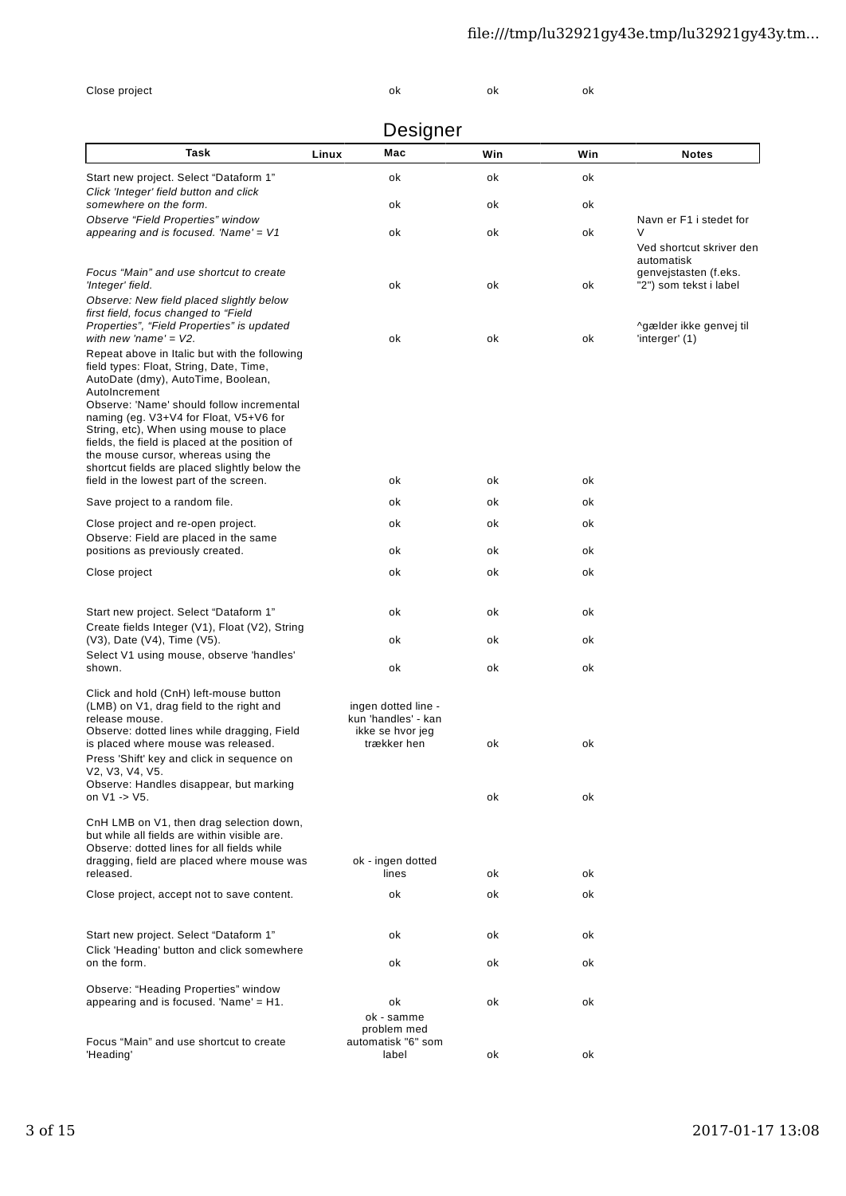| | | | | | |
|---|---|---|---|---|---|
| Close project | | ok | ok | ok | |

# Designer

| Task | Linux | Mac | Win | Win | Notes |
|---|---|---|---|---|---|
| Start new project. Select "Dataform 1" | | ok | ok | ok | |
| *Click 'Integer' field button and click somewhere on the form.* | | ok | ok | ok | |
| *Observe "Field Properties" window appearing and is focused. 'Name' = V1* | | ok | ok | ok | Navn er F1 i stedet for V |
| *Focus "Main" and use shortcut to create 'Integer' field.* | | ok | ok | ok | Ved shortcut skriver den automatisk genvejstasten (f.eks. "2") som tekst i label |
| *Observe: New field placed slightly below first field, focus changed to "Field Properties", "Field Properties" is updated with new 'name' = V2.* | | ok | ok | ok | ^gælder ikke genvej til 'interger' (1) |
| Repeat above in Italic but with the following field types: Float, String, Date, Time, AutoDate (dmy), AutoTime, Boolean, AutoIncrement<br>Observe: 'Name' should follow incremental naming (eg. V3+V4 for Float, V5+V6 for String, etc), When using mouse to place fields, the field is placed at the position of the mouse cursor, whereas using the shortcut fields are placed slightly below the field in the lowest part of the screen. | | ok | ok | ok | |
| Save project to a random file. | | ok | ok | ok | |
| Close project and re-open project. | | ok | ok | ok | |
| Observe: Field are placed in the same positions as previously created. | | ok | ok | ok | |
| Close project | | ok | ok | ok | |
| | | | | | |
| Start new project. Select "Dataform 1" | | ok | ok | ok | |
| Create fields Integer (V1), Float (V2), String (V3), Date (V4), Time (V5). | | ok | ok | ok | |
| Select V1 using mouse, observe 'handles' shown. | | ok | ok | ok | |
| Click and hold (CnH) left-mouse button (LMB) on V1, drag field to the right and release mouse.<br>Observe: dotted lines while dragging, Field is placed where mouse was released. | | ingen dotted line - kun 'handles' - kan ikke se hvor jeg trækker hen | ok | ok | |
| Press 'Shift' key and click in sequence on V2, V3, V4, V5.<br>Observe: Handles disappear, but marking on V1 -> V5. | | | ok | ok | |
| CnH LMB on V1, then drag selection down, but while all fields are within visible are.<br>Observe: dotted lines for all fields while dragging, field are placed where mouse was released. | | ok - ingen dotted lines | ok | ok | |
| Close project, accept not to save content. | | ok | ok | ok | |
| | | | | | |
| Start new project. Select "Dataform 1" | | ok | ok | ok | |
| Click 'Heading' button and click somewhere on the form. | | ok | ok | ok | |
| Observe: "Heading Properties" window appearing and is focused. 'Name' = H1. | | ok | ok | ok | |
| Focus "Main" and use shortcut to create 'Heading' | | ok - samme problem med automatisk "6" som label | ok | ok | |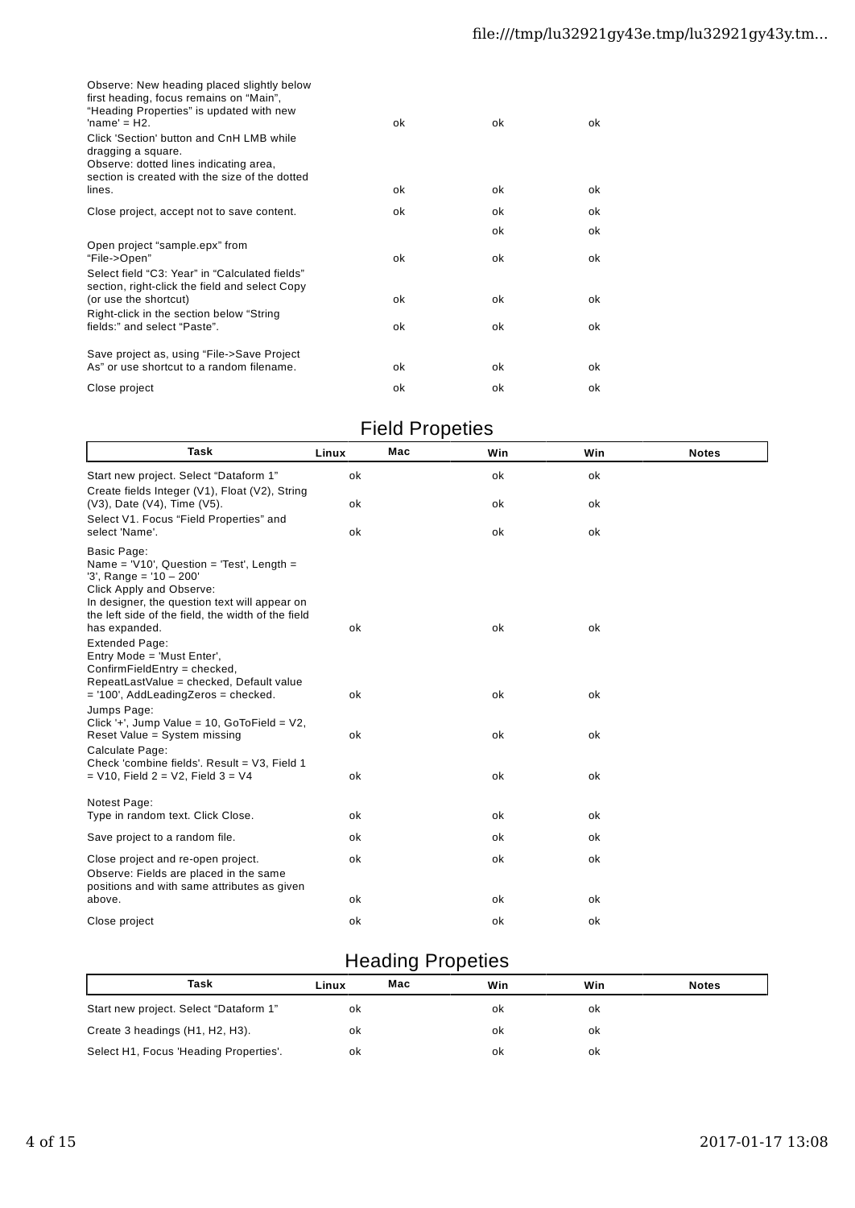| | | | | | |
|---|---|---|---|---|---|
| Observe: New heading placed slightly below first heading, focus remains on "Main", "Heading Properties" is updated with new 'name' = H2. | | ok | ok | ok | |
| Click 'Section' button and CnH LMB while dragging a square. Observe: dotted lines indicating area, section is created with the size of the dotted lines. | | ok | ok | ok | |
| Close project, accept not to save content. | | ok | ok | ok | |
| | | | ok | ok | |
| Open project "sample.epx" from "File->Open" | | ok | ok | ok | |
| Select field "C3: Year" in "Calculated fields" section, right-click the field and select Copy (or use the shortcut) | | ok | ok | ok | |
| Right-click in the section below "String fields:" and select "Paste". | | ok | ok | ok | |
| Save project as, using "File->Save Project As" or use shortcut to a random filename. | | ok | ok | ok | |
| Close project | | ok | ok | ok | |

## Field Propeties

| Task | Linux | Mac | Win | Win | Notes |
|---|---|---|---|---|---|
| Start new project. Select "Dataform 1" | ok | | ok | ok | |
| Create fields Integer (V1), Float (V2), String (V3), Date (V4), Time (V5). | ok | | ok | ok | |
| Select V1. Focus "Field Properties" and select 'Name'. | ok | | ok | ok | |
| Basic Page: Name = 'V10', Question = 'Test', Length = '3', Range = '10 – 200' Click Apply and Observe: In designer, the question text will appear on the left side of the field, the width of the field has expanded. | ok | | ok | ok | |
| Extended Page: Entry Mode = 'Must Enter', ConfirmFieldEntry = checked, RepeatLastValue = checked, Default value = '100', AddLeadingZeros = checked. | ok | | ok | ok | |
| Jumps Page: Click '+', Jump Value = 10, GoToField = V2, Reset Value = System missing | ok | | ok | ok | |
| Calculate Page: Check 'combine fields'. Result = V3, Field 1 = V10, Field 2 = V2, Field 3 = V4 | ok | | ok | ok | |
| Notest Page: Type in random text. Click Close. | ok | | ok | ok | |
| Save project to a random file. | ok | | ok | ok | |
| Close project and re-open project. | ok | | ok | ok | |
| Observe: Fields are placed in the same positions and with same attributes as given above. | ok | | ok | ok | |
| Close project | ok | | ok | ok | |

## Heading Propeties

| Task | Linux | Mac | Win | Win | Notes |
|---|---|---|---|---|---|
| Start new project. Select "Dataform 1" | ok | | ok | ok | |
| Create 3 headings (H1, H2, H3). | ok | | ok | ok | |
| Select H1, Focus 'Heading Properties'. | ok | | ok | ok | |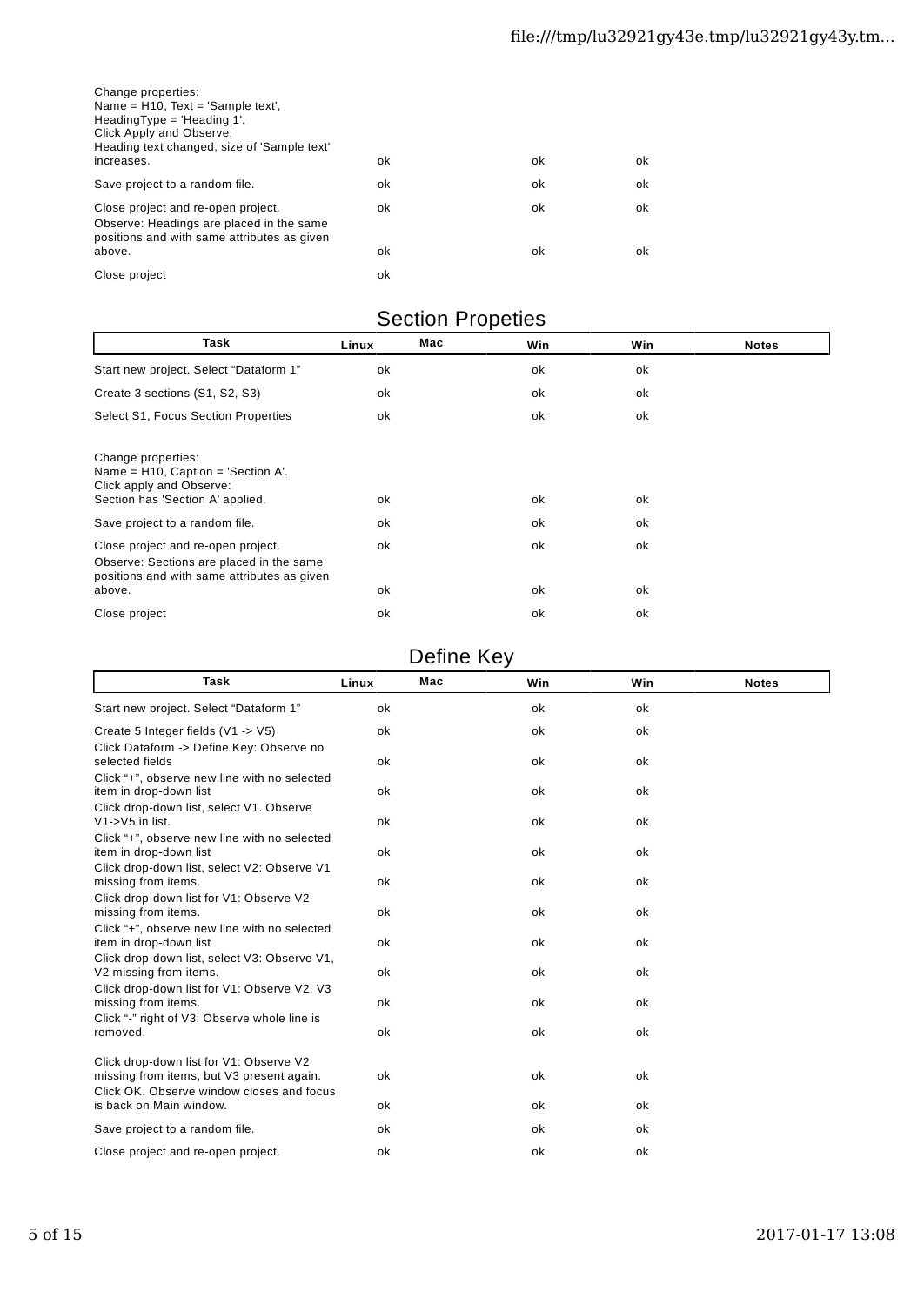| | | | | | |
|---|---|---|---|---|---|
| Change properties: Name = H10, Text = 'Sample text', HeadingType = 'Heading 1'. Click Apply and Observe: Heading text changed, size of 'Sample text' increases. | ok | | ok | ok | |
| Save project to a random file. | ok | | ok | ok | |
| Close project and re-open project. | ok | | ok | ok | |
| Observe: Headings are placed in the same positions and with same attributes as given above. | ok | | ok | ok | |
| Close project | ok | | | | |

## Section Propeties

| Task | Linux | Mac | Win | Win | Notes |
|---|---|---|---|---|---|
| Start new project. Select "Dataform 1" | ok | | ok | ok | |
| Create 3 sections (S1, S2, S3) | ok | | ok | ok | |
| Select S1, Focus Section Properties | ok | | ok | ok | |
| Change properties: Name = H10, Caption = 'Section A'. Click apply and Observe: Section has 'Section A' applied. | ok | | ok | ok | |
| Save project to a random file. | ok | | ok | ok | |
| Close project and re-open project. | ok | | ok | ok | |
| Observe: Sections are placed in the same positions and with same attributes as given above. | ok | | ok | ok | |
| Close project | ok | | ok | ok | |

## Define Key

| Task | Linux | Mac | Win | Win | Notes |
|---|---|---|---|---|---|
| Start new project. Select "Dataform 1" | ok | | ok | ok | |
| Create 5 Integer fields (V1 -> V5) | ok | | ok | ok | |
| Click Dataform -> Define Key: Observe no selected fields | ok | | ok | ok | |
| Click "+", observe new line with no selected item in drop-down list | ok | | ok | ok | |
| Click drop-down list, select V1. Observe V1->V5 in list. | ok | | ok | ok | |
| Click "+", observe new line with no selected item in drop-down list | ok | | ok | ok | |
| Click drop-down list, select V2: Observe V1 missing from items. | ok | | ok | ok | |
| Click drop-down list for V1: Observe V2 missing from items. | ok | | ok | ok | |
| Click "+", observe new line with no selected item in drop-down list | ok | | ok | ok | |
| Click drop-down list, select V3: Observe V1, V2 missing from items. | ok | | ok | ok | |
| Click drop-down list for V1: Observe V2, V3 missing from items. | ok | | ok | ok | |
| Click "-" right of V3: Observe whole line is removed. | ok | | ok | ok | |
| Click drop-down list for V1: Observe V2 missing from items, but V3 present again. | ok | | ok | ok | |
| Click OK. Observe window closes and focus is back on Main window. | ok | | ok | ok | |
| Save project to a random file. | ok | | ok | ok | |
| Close project and re-open project. | ok | | ok | ok | |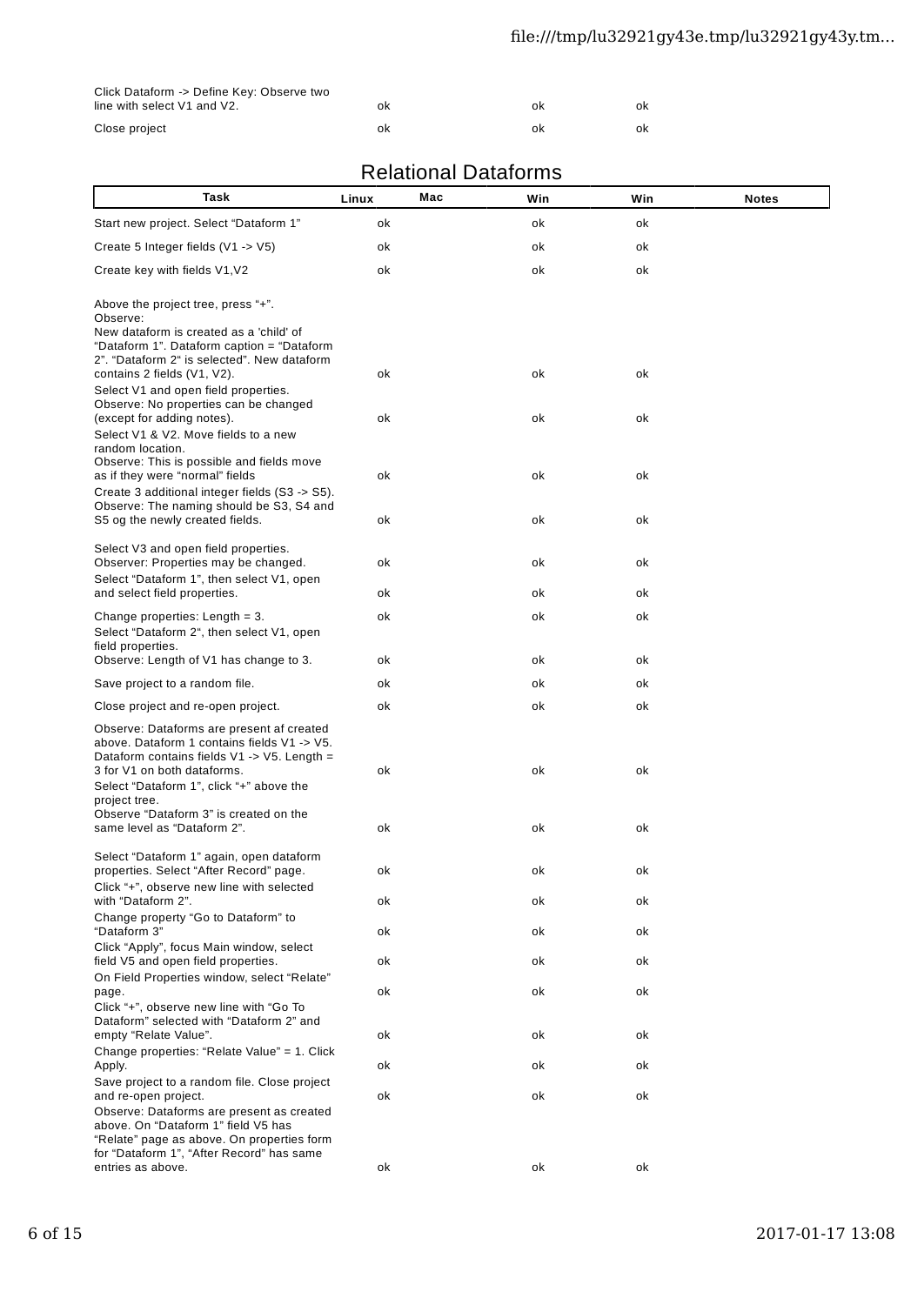| | | | | | |
|---|---|---|---|---|---|
| Click Dataform -> Define Key: Observe two line with select V1 and V2. | ok | | ok | ok | |
| Close project | ok | | ok | ok | |

## Relational Dataforms

| Task | Linux | Mac | Win | Win | Notes |
|---|---|---|---|---|---|
| Start new project. Select "Dataform 1" | ok | | ok | ok | |
| Create 5 Integer fields (V1 -> V5) | ok | | ok | ok | |
| Create key with fields V1,V2 | ok | | ok | ok | |
| Above the project tree, press "+". Observe: New dataform is created as a 'child' of "Dataform 1". Dataform caption = "Dataform 2". "Dataform 2" is selected". New dataform contains 2 fields (V1, V2). | ok | | ok | ok | |
| Select V1 and open field properties. Observe: No properties can be changed (except for adding notes). | ok | | ok | ok | |
| Select V1 & V2. Move fields to a new random location. Observe: This is possible and fields move as if they were "normal" fields | ok | | ok | ok | |
| Create 3 additional integer fields (S3 -> S5). Observe: The naming should be S3, S4 and S5 og the newly created fields. | ok | | ok | ok | |
| Select V3 and open field properties. Observer: Properties may be changed. | ok | | ok | ok | |
| Select "Dataform 1", then select V1, open and select field properties. | ok | | ok | ok | |
| Change properties: Length = 3. | ok | | ok | ok | |
| Select "Dataform 2", then select V1, open field properties. Observe: Length of V1 has change to 3. | ok | | ok | ok | |
| Save project to a random file. | ok | | ok | ok | |
| Close project and re-open project. | ok | | ok | ok | |
| Observe: Dataforms are present af created above. Dataform 1 contains fields V1 -> V5. Dataform contains fields V1 -> V5. Length = 3 for V1 on both dataforms. | ok | | ok | ok | |
| Select "Dataform 1", click "+" above the project tree. Observe "Dataform 3" is created on the same level as "Dataform 2". | ok | | ok | ok | |
| Select "Dataform 1" again, open dataform properties. Select "After Record" page. | ok | | ok | ok | |
| Click "+", observe new line with selected with "Dataform 2". | ok | | ok | ok | |
| Change property "Go to Dataform" to "Dataform 3" | ok | | ok | ok | |
| Click "Apply", focus Main window, select field V5 and open field properties. | ok | | ok | ok | |
| On Field Properties window, select "Relate" page. | ok | | ok | ok | |
| Click "+", observe new line with "Go To Dataform" selected with "Dataform 2" and empty "Relate Value". | ok | | ok | ok | |
| Change properties: "Relate Value" = 1. Click Apply. | ok | | ok | ok | |
| Save project to a random file. Close project and re-open project. | ok | | ok | ok | |
| Observe: Dataforms are present as created above. On "Dataform 1" field V5 has "Relate" page as above. On properties form for "Dataform 1", "After Record" has same entries as above. | ok | | ok | ok | |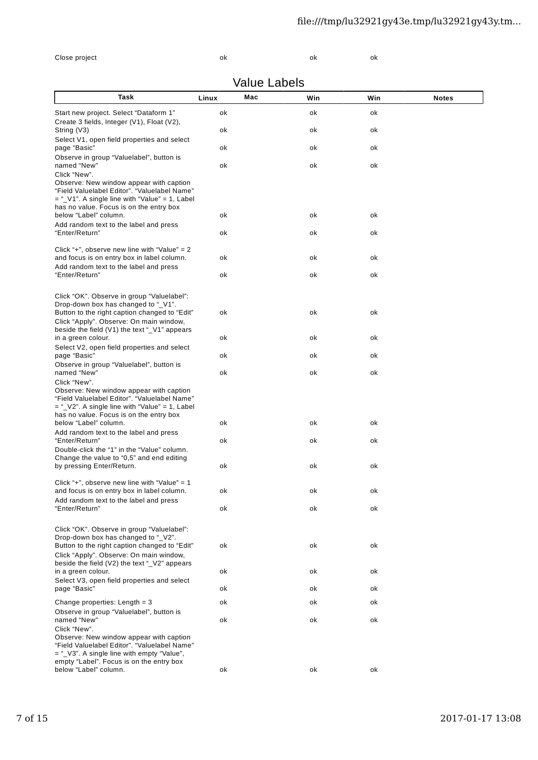| | | | | | |
|---|---|---|---|---|---|
| Close project | ok | | ok | ok | |

# Value Labels

| Task | Linux | Mac | Win | Win | Notes |
|---|---|---|---|---|---|
| Start new project. Select "Dataform 1" | ok | | ok | ok | |
| Create 3 fields, Integer (V1), Float (V2), String (V3) | ok | | ok | ok | |
| Select V1, open field properties and select page "Basic" | ok | | ok | ok | |
| Observe in group "Valuelabel", button is named "New" | ok | | ok | ok | |
| Click "New". Observe: New window appear with caption "Field Valuelabel Editor". "Valuelabel Name" = "_V1". A single line with "Value" = 1, Label has no value. Focus is on the entry box below "Label" column. | ok | | ok | ok | |
| Add random text to the label and press "Enter/Return" | ok | | ok | ok | |
| Click "+", observe new line with "Value" = 2 and focus is on entry box in label column. | ok | | ok | ok | |
| Add random text to the label and press "Enter/Return" | ok | | ok | ok | |
| Click "OK". Observe in group "Valuelabel": Drop-down box has changed to "_V1". Button to the right caption changed to "Edit" | ok | | ok | ok | |
| Click "Apply". Observe: On main window, beside the field (V1) the text "_V1" appears in a green colour. | ok | | ok | ok | |
| Select V2, open field properties and select page "Basic" | ok | | ok | ok | |
| Observe in group "Valuelabel", button is named "New" | ok | | ok | ok | |
| Click "New". Observe: New window appear with caption "Field Valuelabel Editor". "Valuelabel Name" = "_V2". A single line with "Value" = 1, Label has no value. Focus is on the entry box below "Label" column. | ok | | ok | ok | |
| Add random text to the label and press "Enter/Return" | ok | | ok | ok | |
| Double-click the "1" in the "Value" column. Change the value to "0,5" and end editing by pressing Enter/Return. | ok | | ok | ok | |
| Click "+", observe new line with "Value" = 1 and focus is on entry box in label column. | ok | | ok | ok | |
| Add random text to the label and press "Enter/Return" | ok | | ok | ok | |
| Click "OK". Observe in group "Valuelabel": Drop-down box has changed to "_V2". Button to the right caption changed to "Edit" | ok | | ok | ok | |
| Click "Apply". Observe: On main window, beside the field (V2) the text "_V2" appears in a green colour. | ok | | ok | ok | |
| Select V3, open field properties and select page "Basic" | ok | | ok | ok | |
| Change properties: Length = 3 | ok | | ok | ok | |
| Observe in group "Valuelabel", button is named "New" | ok | | ok | ok | |
| Click "New". Observe: New window appear with caption "Field Valuelabel Editor". "Valuelabel Name" = "_V3". A single line with empty "Value", empty "Label". Focus is on the entry box below "Label" column. | ok | | ok | ok | |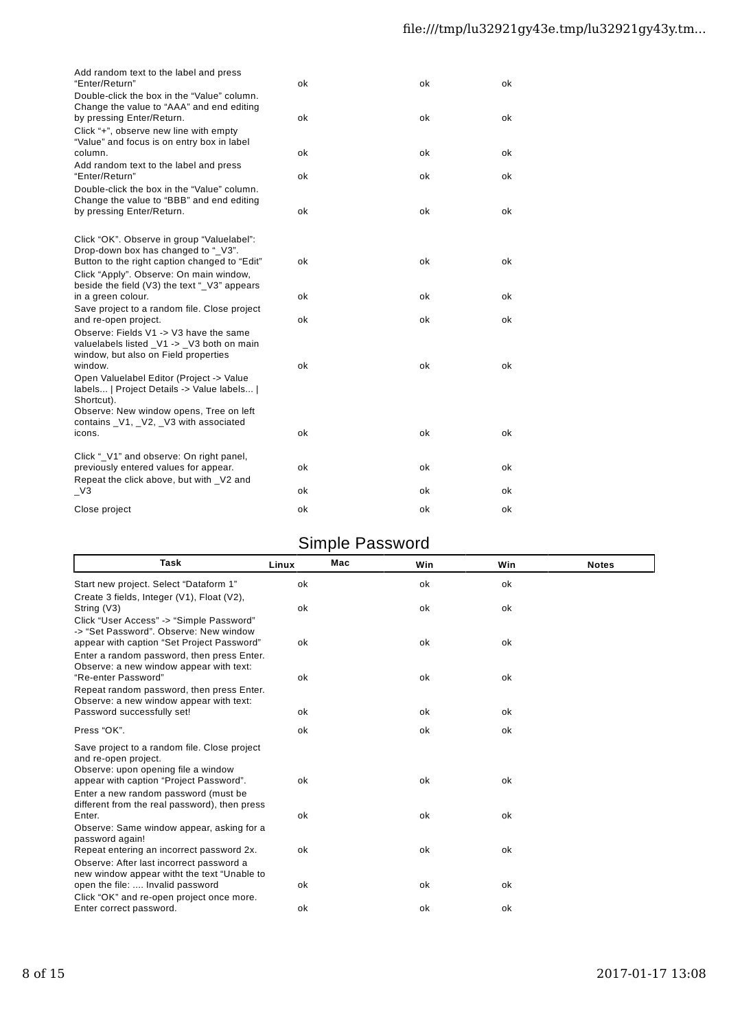| | | | | | |
|---|---|---|---|---|---|
| Add random text to the label and press "Enter/Return" | ok | | ok | ok | |
| Double-click the box in the "Value" column. Change the value to "AAA" and end editing by pressing Enter/Return. | ok | | ok | ok | |
| Click "+", observe new line with empty "Value" and focus is on entry box in label column. | ok | | ok | ok | |
| Add random text to the label and press "Enter/Return" | ok | | ok | ok | |
| Double-click the box in the "Value" column. Change the value to "BBB" and end editing by pressing Enter/Return. | ok | | ok | ok | |
| Click "OK". Observe in group "Valuelabel": Drop-down box has changed to "_V3". Button to the right caption changed to "Edit" | ok | | ok | ok | |
| Click "Apply". Observe: On main window, beside the field (V3) the text "_V3" appears in a green colour. | ok | | ok | ok | |
| Save project to a random file. Close project and re-open project. | ok | | ok | ok | |
| Observe: Fields V1 -> V3 have the same valuelabels listed _V1 -> _V3 both on main window, but also on Field properties window. | ok | | ok | ok | |
| Open Valuelabel Editor (Project -> Value labels... \| Project Details -> Value labels... \| Shortcut). Observe: New window opens, Tree on left contains _V1, _V2, _V3 with associated icons. | ok | | ok | ok | |
| Click "_V1" and observe: On right panel, previously entered values for appear. | ok | | ok | ok | |
| Repeat the click above, but with _V2 and _V3 | ok | | ok | ok | |
| Close project | ok | | ok | ok | |

## Simple Password

| Task | Linux | Mac | Win | Win | Notes |
|---|---|---|---|---|---|
| Start new project. Select "Dataform 1" | ok | | ok | ok | |
| Create 3 fields, Integer (V1), Float (V2), String (V3) | ok | | ok | ok | |
| Click "User Access" -> "Simple Password" -> "Set Password". Observe: New window appear with caption "Set Project Password" | ok | | ok | ok | |
| Enter a random password, then press Enter. Observe: a new window appear with text: "Re-enter Password" | ok | | ok | ok | |
| Repeat random password, then press Enter. Observe: a new window appear with text: Password successfully set! | ok | | ok | ok | |
| Press "OK". | ok | | ok | ok | |
| Save project to a random file. Close project and re-open project. Observe: upon opening file a window appear with caption "Project Password". | ok | | ok | ok | |
| Enter a new random password (must be different from the real password), then press Enter. | ok | | ok | ok | |
| Observe: Same window appear, asking for a password again! Repeat entering an incorrect password 2x. | ok | | ok | ok | |
| Observe: After last incorrect password a new window appear witht the text "Unable to open the file: .... Invalid password | ok | | ok | ok | |
| Click "OK" and re-open project once more. Enter correct password. | ok | | ok | ok | |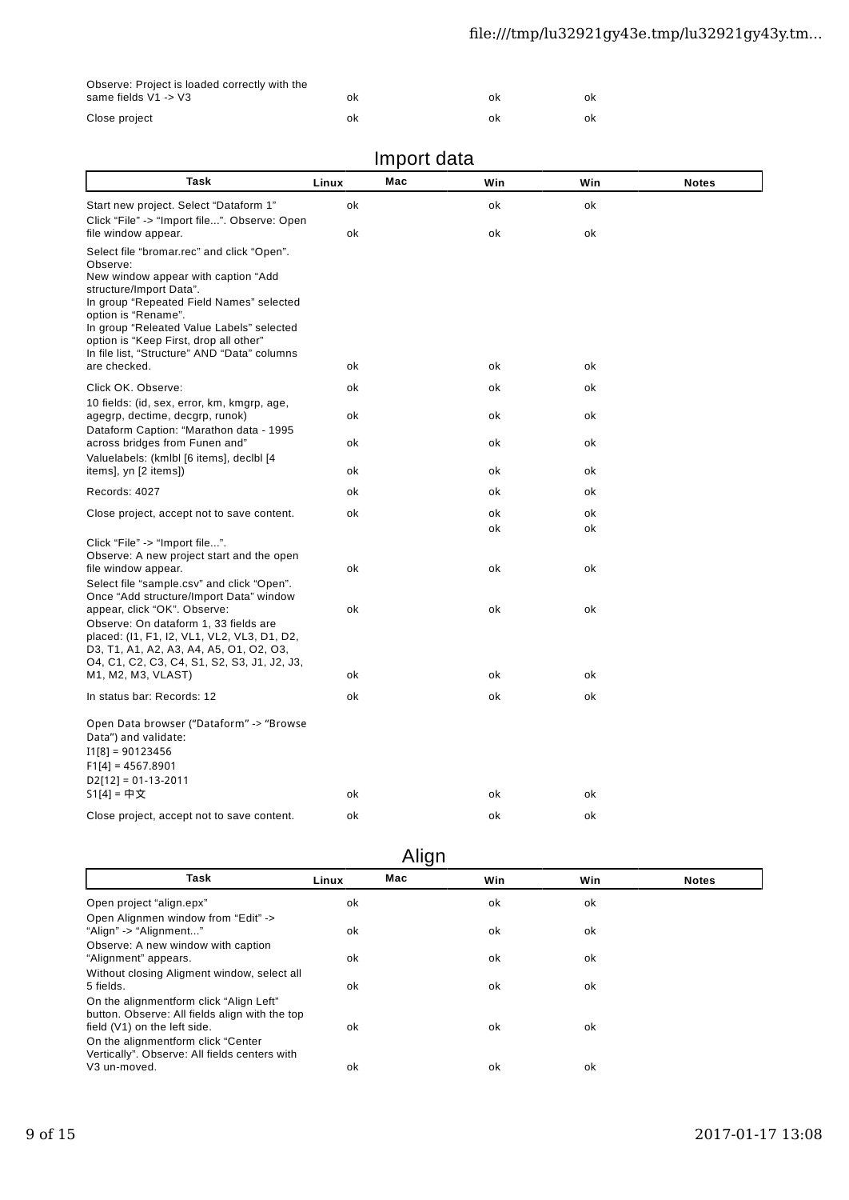| | | | | | |
|---|---|---|---|---|---|
| Observe: Project is loaded correctly with the same fields V1 -> V3 | ok | | ok | ok | |
| Close project | ok | | ok | ok | |

## Import data

| Task | Linux | Mac | Win | Win | Notes |
|---|---|---|---|---|---|
| Start new project. Select "Dataform 1" | ok | | ok | ok | |
| Click "File" -> "Import file...". Observe: Open file window appear. | ok | | ok | ok | |
| Select file "bromar.rec" and click "Open". Observe: New window appear with caption "Add structure/Import Data". In group "Repeated Field Names" selected option is "Rename". In group "Releated Value Labels" selected option is "Keep First, drop all other" In file list, "Structure" AND "Data" columns are checked. | ok | | ok | ok | |
| Click OK. Observe: | ok | | ok | ok | |
| 10 fields: (id, sex, error, km, kmgrp, age, agegrp, dectime, decgrp, runok) | ok | | ok | ok | |
| Dataform Caption: "Marathon data - 1995 across bridges from Funen and" | ok | | ok | ok | |
| Valuelabels: (kmlbl [6 items], declbl [4 items], yn [2 items]) | ok | | ok | ok | |
| Records: 4027 | ok | | ok | ok | |
| Close project, accept not to save content. | ok | | ok | ok | |
| | | | ok | ok | |
| Click "File" -> "Import file...". Observe: A new project start and the open file window appear. | ok | | ok | ok | |
| Select file "sample.csv" and click "Open". Once "Add structure/Import Data" window appear, click "OK". Observe: | ok | | ok | ok | |
| Observe: On dataform 1, 33 fields are placed: (I1, F1, I2, VL1, VL2, VL3, D1, D2, D3, T1, A1, A2, A3, A4, A5, O1, O2, O3, O4, C1, C2, C3, C4, S1, S2, S3, J1, J2, J3, M1, M2, M3, VLAST) | ok | | ok | ok | |
| In status bar: Records: 12 | ok | | ok | ok | |
| Open Data browser ("Dataform" -> "Browse Data") and validate: I1[8] = 90123456 F1[4] = 4567.8901 D2[12] = 01-13-2011 S1[4] = 中文 | ok | | ok | ok | |
| Close project, accept not to save content. | ok | | ok | ok | |

## Align

| Task | Linux | Mac | Win | Win | Notes |
|---|---|---|---|---|---|
| Open project "align.epx" | ok | | ok | ok | |
| Open Alignmen window from "Edit" -> "Align" -> "Alignment..." | ok | | ok | ok | |
| Observe: A new window with caption "Alignment" appears. | ok | | ok | ok | |
| Without closing Aligment window, select all 5 fields. | ok | | ok | ok | |
| On the alignmentform click "Align Left" button. Observe: All fields align with the top field (V1) on the left side. | ok | | ok | ok | |
| On the alignmentform click "Center Vertically". Observe: All fields centers with V3 un-moved. | ok | | ok | ok | |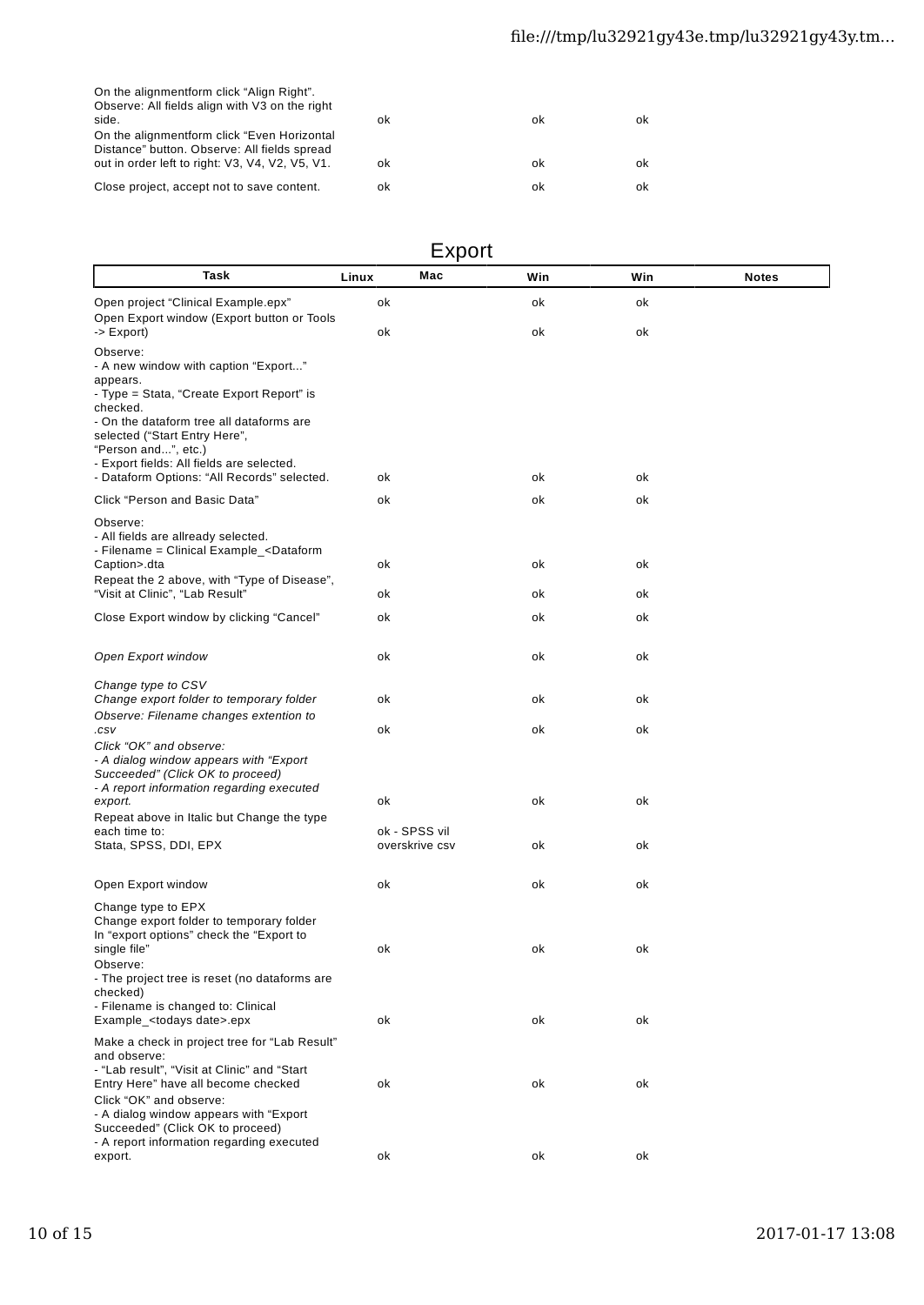| | | | | | |
|---|---|---|---|---|---|
| On the alignmentform click "Align Right". Observe: All fields align with V3 on the right side. | | ok | ok | ok | |
| On the alignmentform click "Even Horizontal Distance" button. Observe: All fields spread out in order left to right: V3, V4, V2, V5, V1. | | ok | ok | ok | |
| Close project, accept not to save content. | | ok | ok | ok | |

## Export

| Task | Linux | Mac | Win | Win | Notes |
|---|---|---|---|---|---|
| Open project "Clinical Example.epx" | | ok | ok | ok | |
| Open Export window (Export button or Tools -> Export) | | ok | ok | ok | |
| Observe:<br>- A new window with caption "Export..." appears.<br>- Type = Stata, "Create Export Report" is checked.<br>- On the dataform tree all dataforms are selected ("Start Entry Here", "Person and...", etc.)<br>- Export fields: All fields are selected.<br>- Dataform Options: "All Records" selected. | | ok | ok | ok | |
| Click "Person and Basic Data" | | ok | ok | ok | |
| Observe:<br>- All fields are allready selected.<br>- Filename = Clinical Example_<Dataform Caption>.dta | | ok | ok | ok | |
| Repeat the 2 above, with "Type of Disease", "Visit at Clinic", "Lab Result" | | ok | ok | ok | |
| Close Export window by clicking "Cancel" | | ok | ok | ok | |
| *Open Export window* | | ok | ok | ok | |
| *Change type to CSV*<br>*Change export folder to temporary folder* | | ok | ok | ok | |
| *Observe: Filename changes extention to .csv* | | ok | ok | ok | |
| *Click "OK" and observe:*<br>*- A dialog window appears with "Export Succeeded" (Click OK to proceed)*<br>*- A report information regarding executed export.* | | ok | ok | ok | |
| Repeat above in Italic but Change the type each time to:<br>Stata, SPSS, DDI, EPX | | ok - SPSS vil overskrive csv | ok | ok | |
| Open Export window | | ok | ok | ok | |
| Change type to EPX<br>Change export folder to temporary folder<br>In "export options" check the "Export to single file" | | ok | ok | ok | |
| Observe:<br>- The project tree is reset (no dataforms are checked)<br>- Filename is changed to: Clinical Example_<todays date>.epx | | ok | ok | ok | |
| Make a check in project tree for "Lab Result" and observe:<br>- "Lab result", "Visit at Clinic" and "Start Entry Here" have all become checked | | ok | ok | ok | |
| Click "OK" and observe:<br>- A dialog window appears with "Export Succeeded" (Click OK to proceed)<br>- A report information regarding executed export. | | ok | ok | ok | |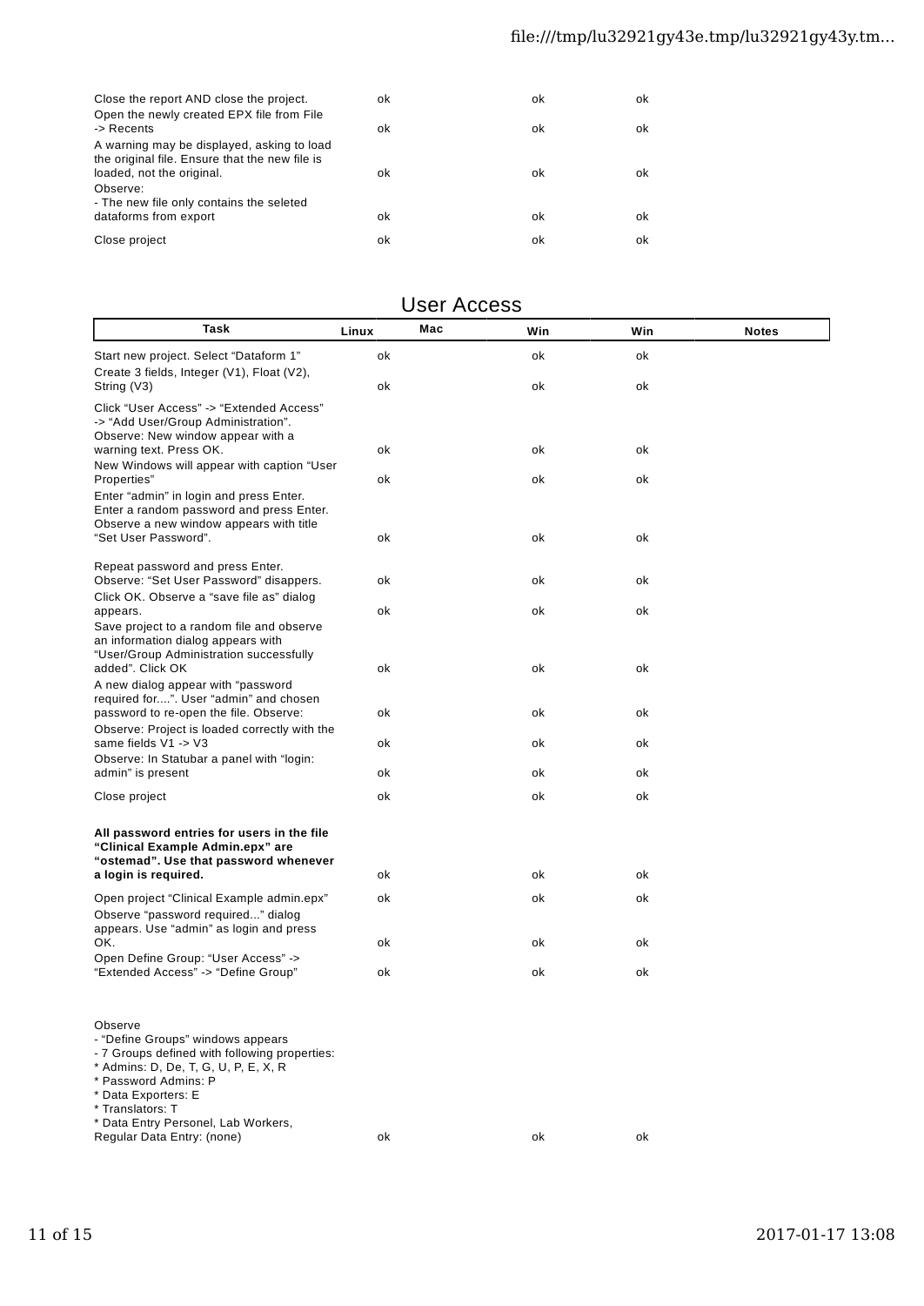| | | | | | |
|---|---|---|---|---|---|
| Close the report AND close the project. | ok | | ok | ok | |
| Open the newly created EPX file from File -> Recents | ok | | ok | ok | |
| A warning may be displayed, asking to load the original file. Ensure that the new file is loaded, not the original. | ok | | ok | ok | |
| Observe:<br>- The new file only contains the seleted dataforms from export | ok | | ok | ok | |
| Close project | ok | | ok | ok | |

## User Access

| Task | Linux | Mac | Win | Win | Notes |
|---|---|---|---|---|---|
| Start new project. Select “Dataform 1” | ok | | ok | ok | |
| Create 3 fields, Integer (V1), Float (V2), String (V3) | ok | | ok | ok | |
| Click “User Access” -> “Extended Access” -> “Add User/Group Administration”. Observe: New window appear with a warning text. Press OK. | ok | | ok | ok | |
| New Windows will appear with caption “User Properties” | ok | | ok | ok | |
| Enter “admin” in login and press Enter. Enter a random password and press Enter. Observe a new window appears with title “Set User Password”. | ok | | ok | ok | |
| Repeat password and press Enter. Observe: “Set User Password” disappers. | ok | | ok | ok | |
| Click OK. Observe a “save file as” dialog appears. | ok | | ok | ok | |
| Save project to a random file and observe an information dialog appears with “User/Group Administration successfully added”. Click OK | ok | | ok | ok | |
| A new dialog appear with “password required for....”. User “admin” and chosen password to re-open the file. Observe: | ok | | ok | ok | |
| Observe: Project is loaded correctly with the same fields V1 -> V3 | ok | | ok | ok | |
| Observe: In Statubar a panel with “login: admin” is present | ok | | ok | ok | |
| Close project | ok | | ok | ok | |
| **All password entries for users in the file “Clinical Example Admin.epx” are “ostemad”. Use that password whenever a login is required.** | ok | | ok | ok | |
| Open project “Clinical Example admin.epx” | ok | | ok | ok | |
| Observe “password required...” dialog appears. Use “admin” as login and press OK. | ok | | ok | ok | |
| Open Define Group: “User Access” -> “Extended Access” -> “Define Group” | ok | | ok | ok | |
| Observe<br>- “Define Groups” windows appears<br>- 7 Groups defined with following properties:<br>* Admins: D, De, T, G, U, P, E, X, R<br>* Password Admins: P<br>* Data Exporters: E<br>* Translators: T<br>* Data Entry Personel, Lab Workers, Regular Data Entry: (none) | ok | | ok | ok | |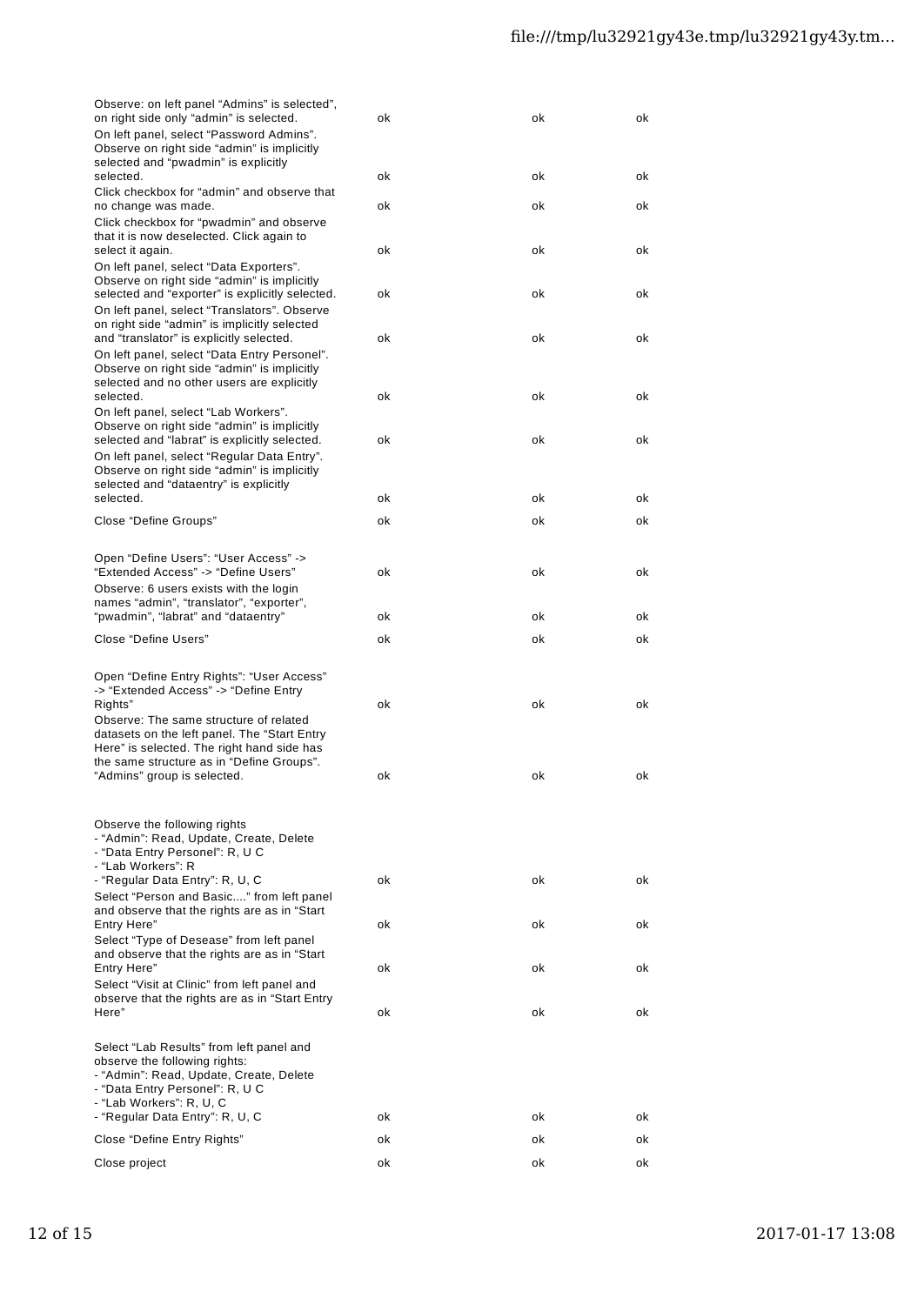| | | | |
|---|---|---|---|
| Observe: on left panel "Admins" is selected", on right side only "admin" is selected. | ok | ok | ok |
| On left panel, select "Password Admins". Observe on right side "admin" is implicitly selected and "pwadmin" is explicitly selected. | ok | ok | ok |
| Click checkbox for "admin" and observe that no change was made. | ok | ok | ok |
| Click checkbox for "pwadmin" and observe that it is now deselected. Click again to select it again. | ok | ok | ok |
| On left panel, select "Data Exporters". Observe on right side "admin" is implicitly selected and "exporter" is explicitly selected. | ok | ok | ok |
| On left panel, select "Translators". Observe on right side "admin" is implicitly selected and "translator" is explicitly selected. | ok | ok | ok |
| On left panel, select "Data Entry Personel". Observe on right side "admin" is implicitly selected and no other users are explicitly selected. | ok | ok | ok |
| On left panel, select "Lab Workers". Observe on right side "admin" is implicitly selected and "labrat" is explicitly selected. | ok | ok | ok |
| On left panel, select "Regular Data Entry". Observe on right side "admin" is implicitly selected and "dataentry" is explicitly selected. | ok | ok | ok |
| Close "Define Groups" | ok | ok | ok |
| Open "Define Users": "User Access" -> "Extended Access" -> "Define Users" | ok | ok | ok |
| Observe: 6 users exists with the login names "admin", "translator", "exporter", "pwadmin", "labrat" and "dataentry" | ok | ok | ok |
| Close "Define Users" | ok | ok | ok |
| Open "Define Entry Rights": "User Access" -> "Extended Access" -> "Define Entry Rights" | ok | ok | ok |
| Observe: The same structure of related datasets on the left panel. The "Start Entry Here" is selected. The right hand side has the same structure as in "Define Groups". "Admins" group is selected. | ok | ok | ok |
| Observe the following rights<br>- "Admin": Read, Update, Create, Delete<br>- "Data Entry Personel": R, U C<br>- "Lab Workers": R<br>- "Regular Data Entry": R, U, C | ok | ok | ok |
| Select "Person and Basic...." from left panel and observe that the rights are as in "Start Entry Here" | ok | ok | ok |
| Select "Type of Desease" from left panel and observe that the rights are as in "Start Entry Here" | ok | ok | ok |
| Select "Visit at Clinic" from left panel and observe that the rights are as in "Start Entry Here" | ok | ok | ok |
| Select "Lab Results" from left panel and observe the following rights:<br>- "Admin": Read, Update, Create, Delete<br>- "Data Entry Personel": R, U C<br>- "Lab Workers": R, U, C<br>- "Regular Data Entry": R, U, C | ok | ok | ok |
| Close "Define Entry Rights" | ok | ok | ok |
| Close project | ok | ok | ok |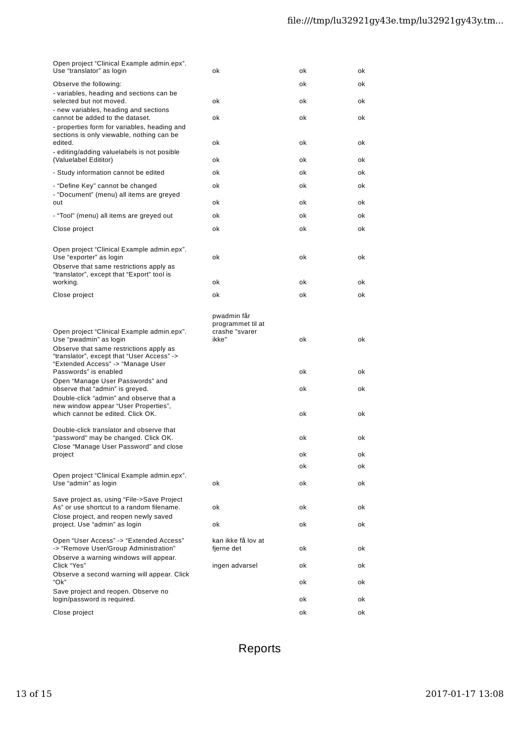| | | | |
|---|---|---|---|
| Open project “Clinical Example admin.epx”. Use “translator” as login | ok | ok | ok |
| Observe the following: | | ok | ok |
| - variables, heading and sections can be selected but not moved. | ok | ok | ok |
| - new variables, heading and sections cannot be added to the dataset. | ok | ok | ok |
| - properties form for variables, heading and sections is only viewable, nothing can be edited. | ok | ok | ok |
| - editing/adding valuelabels is not posible (Valuelabel Edititor) | ok | ok | ok |
| - Study information cannot be edited | ok | ok | ok |
| - “Define Key” cannot be changed | ok | ok | ok |
| - “Document” (menu) all items are greyed out | ok | ok | ok |
| - “Tool” (menu) all items are greyed out | ok | ok | ok |
| Close project | ok | ok | ok |
| Open project “Clinical Example admin.epx”. Use “exporter” as login | ok | ok | ok |
| Observe that same restrictions apply as “translator”, except that “Export” tool is working. | ok | ok | ok |
| Close project | ok | ok | ok |
| Open project “Clinical Example admin.epx”. Use “pwadmin” as login | pwadmin får programmet til at crashe "svarer ikke" | ok | ok |
| Observe that same restrictions apply as “translator”, except that “User Access” -> “Extended Access” -> “Manage User Passwords” is enabled | | ok | ok |
| Open “Manage User Passwords” and observe that “admin” is greyed. | | ok | ok |
| Double-click “admin” and observe that a new window appear “User Properties”, which cannot be edited. Click OK. | | ok | ok |
| Double-click translator and observe that “password” may be changed. Click OK. | | ok | ok |
| Close “Manage User Password” and close project | | ok | ok |
| | | ok | ok |
| Open project “Clinical Example admin.epx”. Use “admin” as login | ok | ok | ok |
| Save project as, using “File->Save Project As” or use shortcut to a random filename. | ok | ok | ok |
| Close project, and reopen newly saved project. Use “admin” as login | ok | ok | ok |
| Open “User Access” -> “Extended Access” -> “Remove User/Group Administration” | kan ikke få lov at fjerne det | ok | ok |
| Observe a warning windows will appear. Click “Yes” | ingen advarsel | ok | ok |
| Observe a second warning will appear. Click “Ok” | | ok | ok |
| Save project and reopen. Observe no login/password is required. | | ok | ok |
| Close project | | ok | ok |

# Reports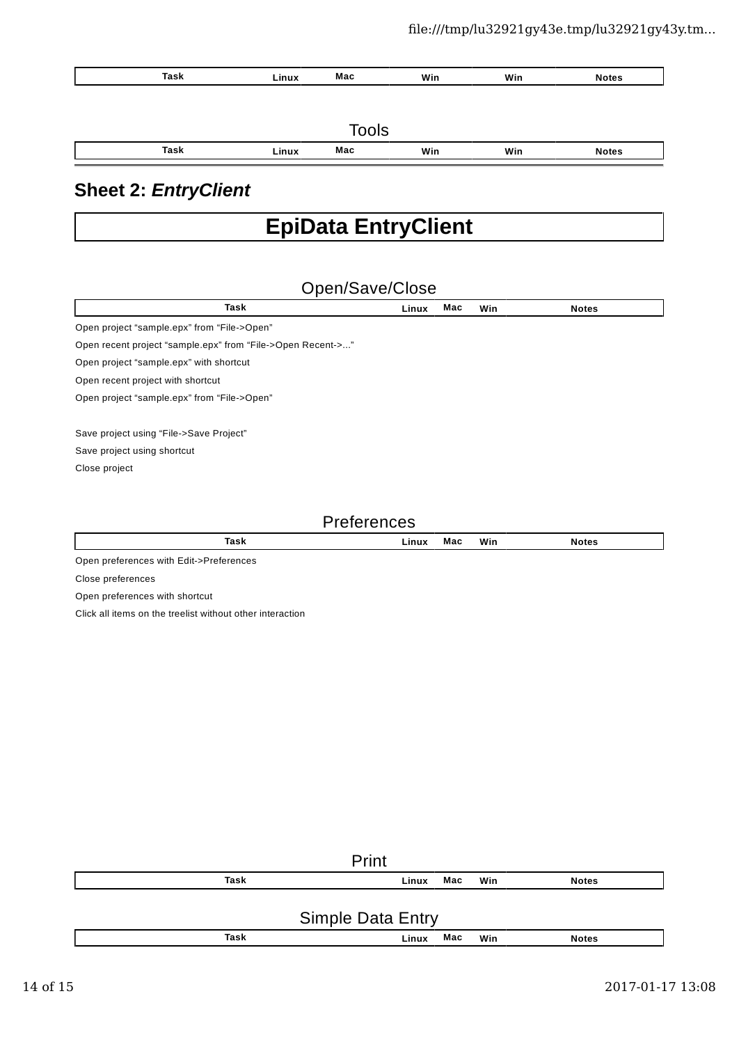| Task | Linux | Mac | Win | Win | Notes |
| --- | --- | --- | --- | --- | --- |

### Tools

| Task | Linux | Mac | Win | Win | Notes |
| --- | --- | --- | --- | --- | --- |

## Sheet 2: *EntryClient*

# EpiData EntryClient

### Open/Save/Close

| Task | Linux | Mac | Win | Notes |
| --- | --- | --- | --- | --- |
| Open project “sample.epx” from “File->Open” | | | | |
| Open recent project “sample.epx” from “File->Open Recent->...” | | | | |
| Open project “sample.epx” with shortcut | | | | |
| Open recent project with shortcut | | | | |
| Open project “sample.epx” from “File->Open” | | | | |
| | | | | |
| Save project using “File->Save Project” | | | | |
| Save project using shortcut | | | | |
| Close project | | | | |

### Preferences

| Task | Linux | Mac | Win | Notes |
| --- | --- | --- | --- | --- |
| Open preferences with Edit->Preferences | | | | |
| Close preferences | | | | |
| Open preferences with shortcut | | | | |
| Click all items on the treelist without other interaction | | | | |

### Print

| Task | Linux | Mac | Win | Notes |
| --- | --- | --- | --- | --- |

### Simple Data Entry

| Task | Linux | Mac | Win | Notes |
| --- | --- | --- | --- | --- |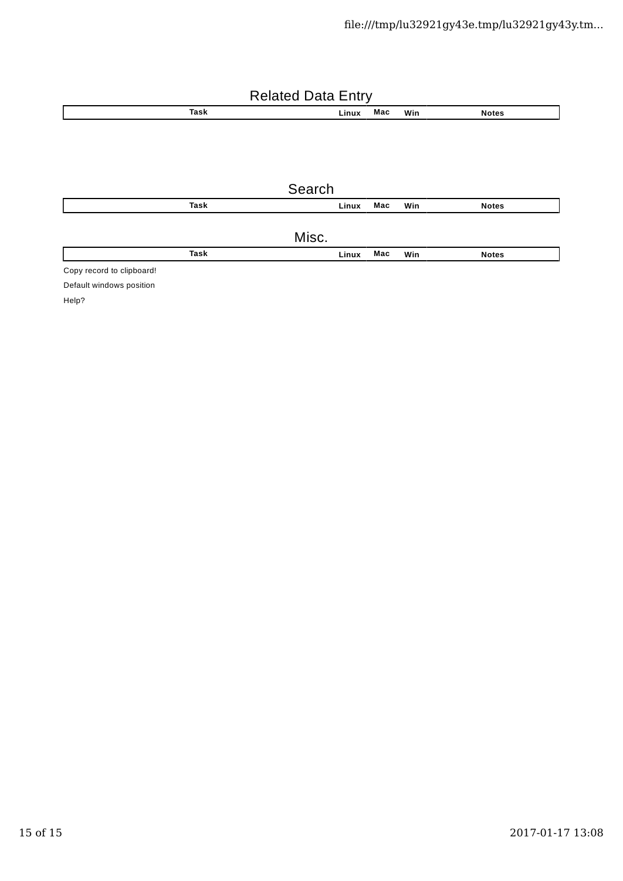## Related Data Entry

| Task | Linux | Mac | Win | Notes |
| --- | --- | --- | --- | --- |

## Search

| Task | Linux | Mac | Win | Notes |
| --- | --- | --- | --- | --- |

## Misc.

| Task | Linux | Mac | Win | Notes |
| --- | --- | --- | --- | --- |
| Copy record to clipboard! | | | | |
| Default windows position | | | | |
| Help? | | | | |